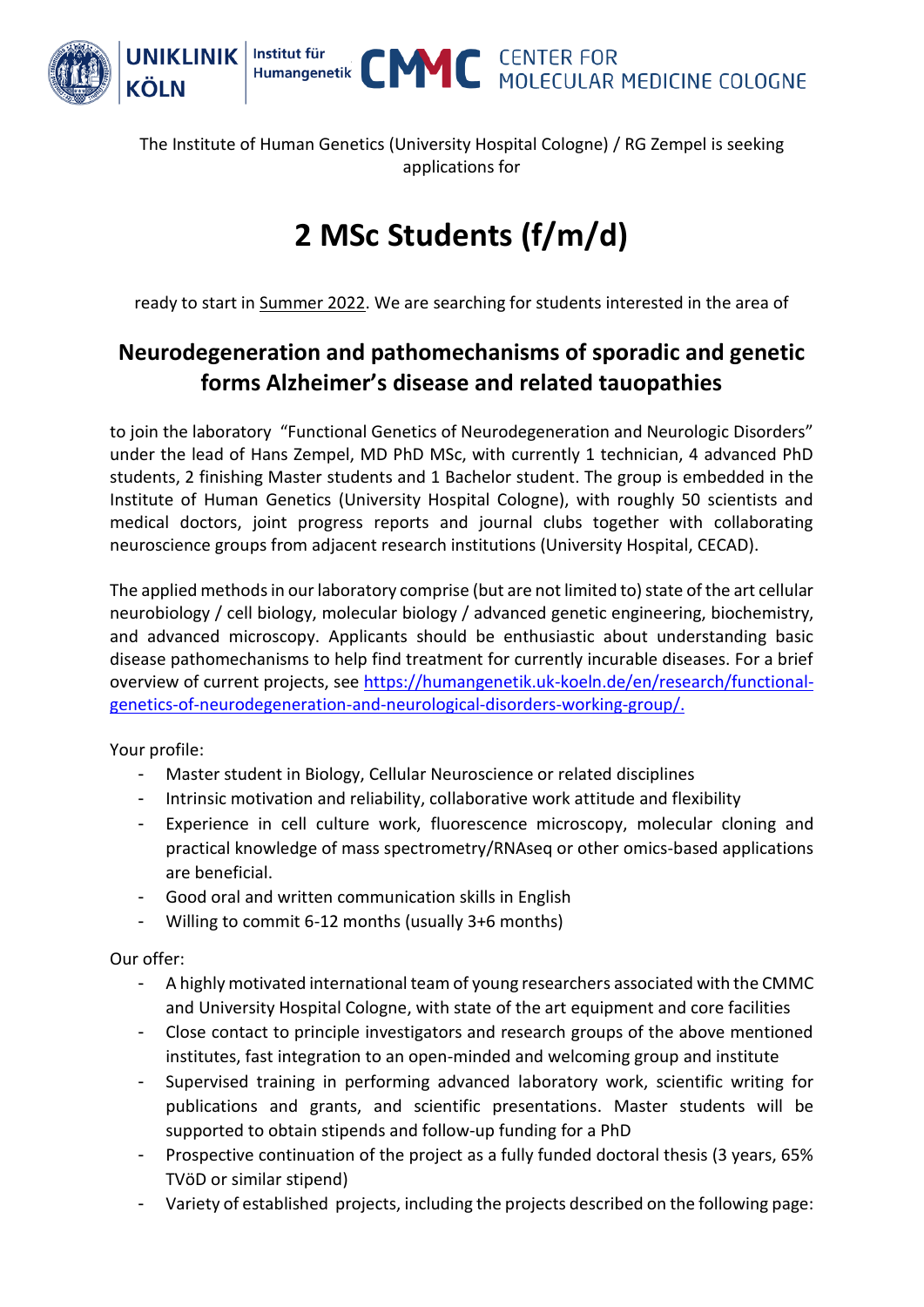The Institute of Human Genetics (University Hospital Cologne) / RG Zempel is seeking applications for

# 2 MSc Students (f/m/d)

ready to start in Summer 2022. We are searching for students interested in the area of

## Neurodegeneration and pathomechanisms of sporadic and genetic forms Alzheimer's disease and related tauopathies

to join the laboratory "Functional Genetics of Neurodegeneration and Neurologic Disorders" under the lead of Hans Zempel, MD PhD MSc, with currently 1 technician, 4 advanced PhD students, 2 finishing Master students and 1 Bachelor student. The group is embedded in the Institute of Human Genetics (University Hospital Cologne), with roughly 50 scientists and medical doctors, joint progress reports and journal clubs together with collaborating neuroscience groups from adjacent research institutions (University Hospital, CECAD).

The applied methods in our laboratory comprise (but are not limited to) state of the art cellular neurobiology / cell biology, molecular biology / advanced genetic engineering, biochemistry, and advanced microscopy. Applicants should be enthusiastic about understanding basic disease pathomechanisms to help find treatment for currently incurable diseases. For a brief overview of current projects, see [https://humangenetik.uk-koeln.de/en/research/functional-genetics-of-neurodegeneration-and-neurological-disorders-working-group/.](https://humangenetik.uk-koeln.de/en/research/functional-genetics-of-neurodegeneration-and-neurological-disorders-working-group/)

Your profile:

- Master student in Biology, Cellular Neuroscience or related disciplines
- Intrinsic motivation and reliability, collaborative work attitude and flexibility
- Experience in cell culture work, fluorescence microscopy, molecular cloning and practical knowledge of mass spectrometry/RNAseq or other omics-based applications are beneficial.
- Good oral and written communication skills in English
- Willing to commit 6-12 months (usually 3+6 months)

Our offer:

- A highly motivated international team of young researchers associated with the CMMC and University Hospital Cologne, with state of the art equipment and core facilities
- Close contact to principle investigators and research groups of the above mentioned institutes, fast integration to an open-minded and welcoming group and institute
- Supervised training in performing advanced laboratory work, scientific writing for publications and grants, and scientific presentations. Master students will be supported to obtain stipends and follow-up funding for a PhD
- Prospective continuation of the project as a fully funded doctoral thesis (3 years, 65% TVöD or similar stipend)
- Variety of established projects, including the projects described on the following page: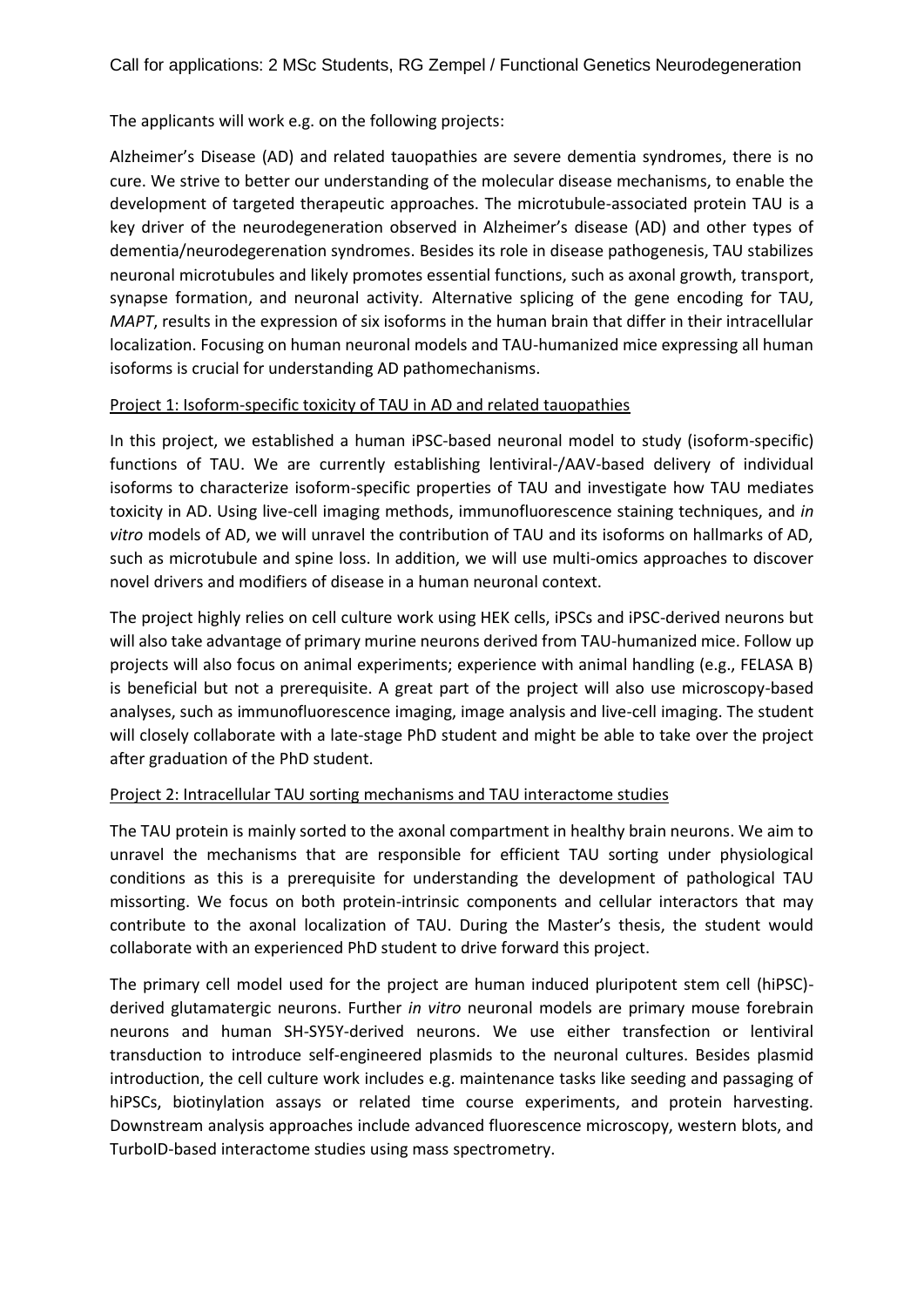The applicants will work e.g. on the following projects:

Alzheimer's Disease (AD) and related tauopathies are severe dementia syndromes, there is no cure. We strive to better our understanding of the molecular disease mechanisms, to enable the development of targeted therapeutic approaches. The microtubule-associated protein TAU is a key driver of the neurodegeneration observed in Alzheimer's disease (AD) and other types of dementia/neurodegerenation syndromes. Besides its role in disease pathogenesis, TAU stabilizes neuronal microtubules and likely promotes essential functions, such as axonal growth, transport, synapse formation, and neuronal activity. Alternative splicing of the gene encoding for TAU, *MAPT*, results in the expression of six isoforms in the human brain that differ in their intracellular localization. Focusing on human neuronal models and TAU-humanized mice expressing all human isoforms is crucial for understanding AD pathomechanisms.

## Project 1: Isoform-specific toxicity of TAU in AD and related tauopathies

In this project, we established a human iPSC-based neuronal model to study (isoform-specific) functions of TAU. We are currently establishing lentiviral-/AAV-based delivery of individual isoforms to characterize isoform-specific properties of TAU and investigate how TAU mediates toxicity in AD. Using live-cell imaging methods, immunofluorescence staining techniques, and *in vitro* models of AD, we will unravel the contribution of TAU and its isoforms on hallmarks of AD, such as microtubule and spine loss. In addition, we will use multi-omics approaches to discover novel drivers and modifiers of disease in a human neuronal context.

The project highly relies on cell culture work using HEK cells, iPSCs and iPSC-derived neurons but will also take advantage of primary murine neurons derived from TAU-humanized mice. Follow up projects will also focus on animal experiments; experience with animal handling (e.g., FELASA B) is beneficial but not a prerequisite. A great part of the project will also use microscopy-based analyses, such as immunofluorescence imaging, image analysis and live-cell imaging. The student will closely collaborate with a late-stage PhD student and might be able to take over the project after graduation of the PhD student.

## Project 2: Intracellular TAU sorting mechanisms and TAU interactome studies

The TAU protein is mainly sorted to the axonal compartment in healthy brain neurons. We aim to unravel the mechanisms that are responsible for efficient TAU sorting under physiological conditions as this is a prerequisite for understanding the development of pathological TAU missorting. We focus on both protein-intrinsic components and cellular interactors that may contribute to the axonal localization of TAU. During the Master's thesis, the student would collaborate with an experienced PhD student to drive forward this project.

The primary cell model used for the project are human induced pluripotent stem cell (hiPSC)-derived glutamatergic neurons. Further *in vitro* neuronal models are primary mouse forebrain neurons and human SH-SY5Y-derived neurons. We use either transfection or lentiviral transduction to introduce self-engineered plasmids to the neuronal cultures. Besides plasmid introduction, the cell culture work includes e.g. maintenance tasks like seeding and passaging of hiPSCs, biotinylation assays or related time course experiments, and protein harvesting. Downstream analysis approaches include advanced fluorescence microscopy, western blots, and TurboID-based interactome studies using mass spectrometry.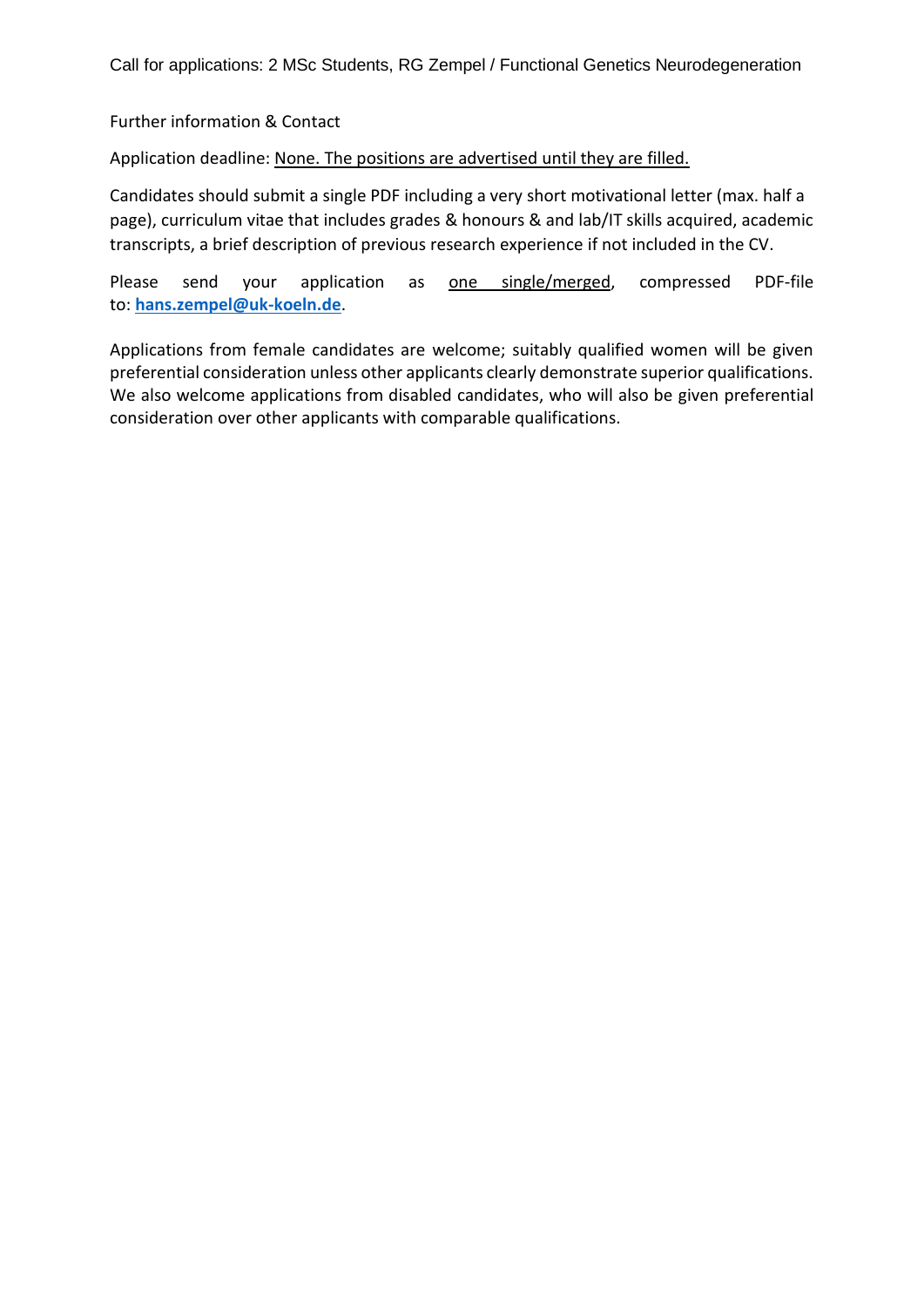Further information & Contact

Application deadline: None. The positions are advertised until they are filled.

Candidates should submit a single PDF including a very short motivational letter (max. half a page), curriculum vitae that includes grades & honours & and lab/IT skills acquired, academic transcripts, a brief description of previous research experience if not included in the CV.

Please send your application as one single/merged, compressed PDF-file to: **hans.zempel@uk-koeln.de**.

Applications from female candidates are welcome; suitably qualified women will be given preferential consideration unless other applicants clearly demonstrate superior qualifications. We also welcome applications from disabled candidates, who will also be given preferential consideration over other applicants with comparable qualifications.